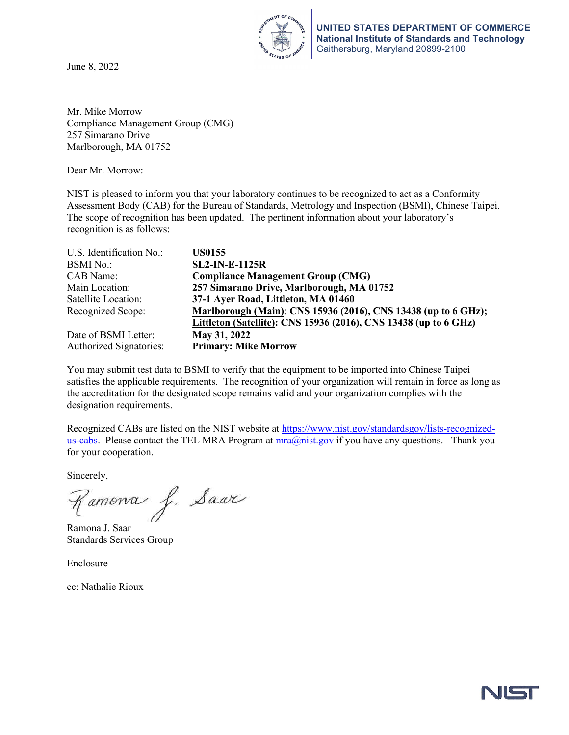**UNITED STATES DEPARTMENT OF COMMERCE**
**National Institute of Standards and Technology**
Gaithersburg, Maryland 20899-2100

June 8, 2022

Mr. Mike Morrow
Compliance Management Group (CMG)
257 Simarano Drive
Marlborough, MA 01752

Dear Mr. Morrow:

NIST is pleased to inform you that your laboratory continues to be recognized to act as a Conformity Assessment Body (CAB) for the Bureau of Standards, Metrology and Inspection (BSMI), Chinese Taipei. The scope of recognition has been updated. The pertinent information about your laboratory's recognition is as follows:

| | |
|---|---|
| U.S. Identification No.: | **US0155** |
| BSMI No.: | **SL2-IN-E-1125R** |
| CAB Name: | **Compliance Management Group (CMG)** |
| Main Location: | **257 Simarano Drive, Marlborough, MA 01752** |
| Satellite Location: | **37-1 Ayer Road, Littleton, MA 01460** |
| Recognized Scope: | **Marlborough (Main): CNS 15936 (2016), CNS 13438 (up to 6 GHz); Littleton (Satellite): CNS 15936 (2016), CNS 13438 (up to 6 GHz)** |
| Date of BSMI Letter: | **May 31, 2022** |
| Authorized Signatories: | **Primary: Mike Morrow** |

You may submit test data to BSMI to verify that the equipment to be imported into Chinese Taipei satisfies the applicable requirements. The recognition of your organization will remain in force as long as the accreditation for the designated scope remains valid and your organization complies with the designation requirements.

Recognized CABs are listed on the NIST website at https://www.nist.gov/standardsgov/lists-recognized-us-cabs. Please contact the TEL MRA Program at mra@nist.gov if you have any questions. Thank you for your cooperation.

Sincerely,

Ramona J. Saar
Standards Services Group

Enclosure

cc: Nathalie Rioux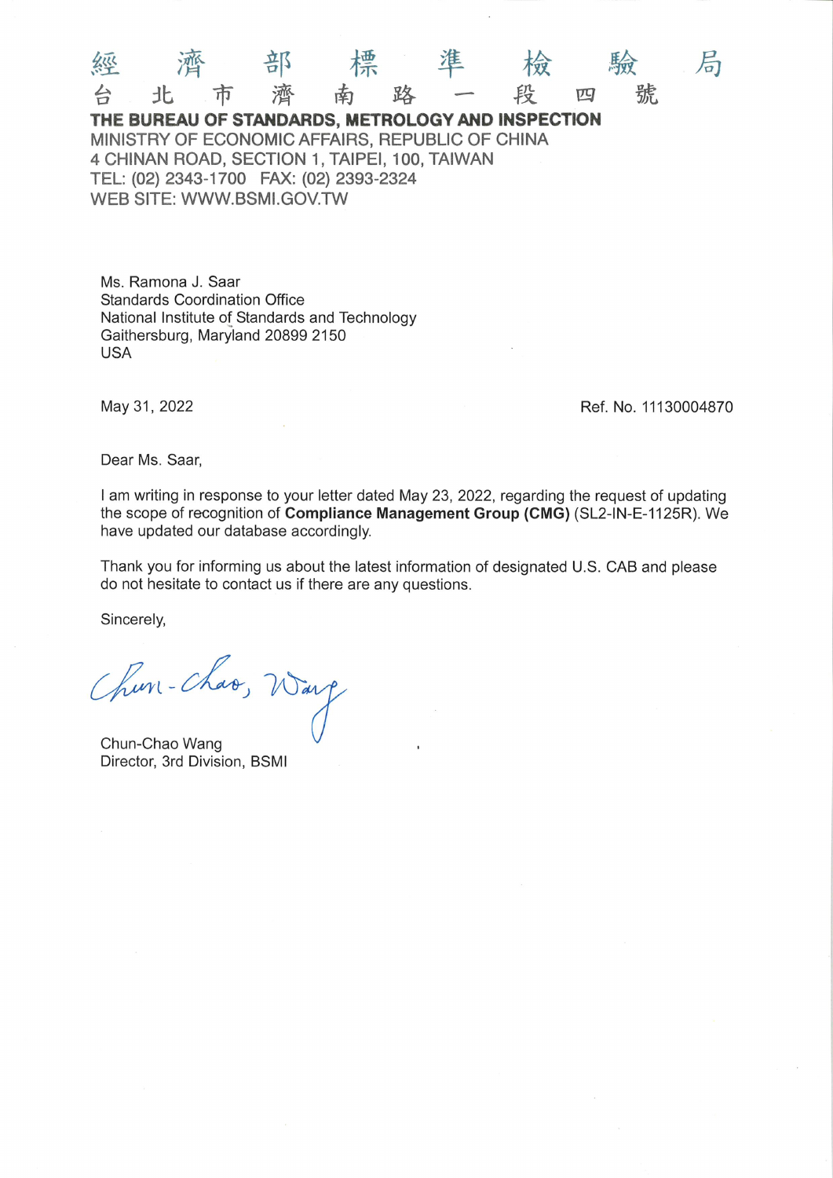經　濟　部　標　準　檢　驗　局
台　北　市　濟　南　路　一　段　四　號

**THE BUREAU OF STANDARDS, METROLOGY AND INSPECTION**
MINISTRY OF ECONOMIC AFFAIRS, REPUBLIC OF CHINA
4 CHINAN ROAD, SECTION 1, TAIPEI, 100, TAIWAN
TEL: (02) 2343-1700 FAX: (02) 2393-2324
WEB SITE: WWW.BSMI.GOV.TW

Ms. Ramona J. Saar
Standards Coordination Office
National Institute of Standards and Technology
Gaithersburg, Maryland 20899 2150
USA

May 31, 2022

Ref. No. 11130004870

Dear Ms. Saar,

I am writing in response to your letter dated May 23, 2022, regarding the request of updating the scope of recognition of **Compliance Management Group (CMG)** (SL2-IN-E-1125R). We have updated our database accordingly.

Thank you for informing us about the latest information of designated U.S. CAB and please do not hesitate to contact us if there are any questions.

Sincerely,

Chun-Chao, Wang

Chun-Chao Wang
Director, 3rd Division, BSMI